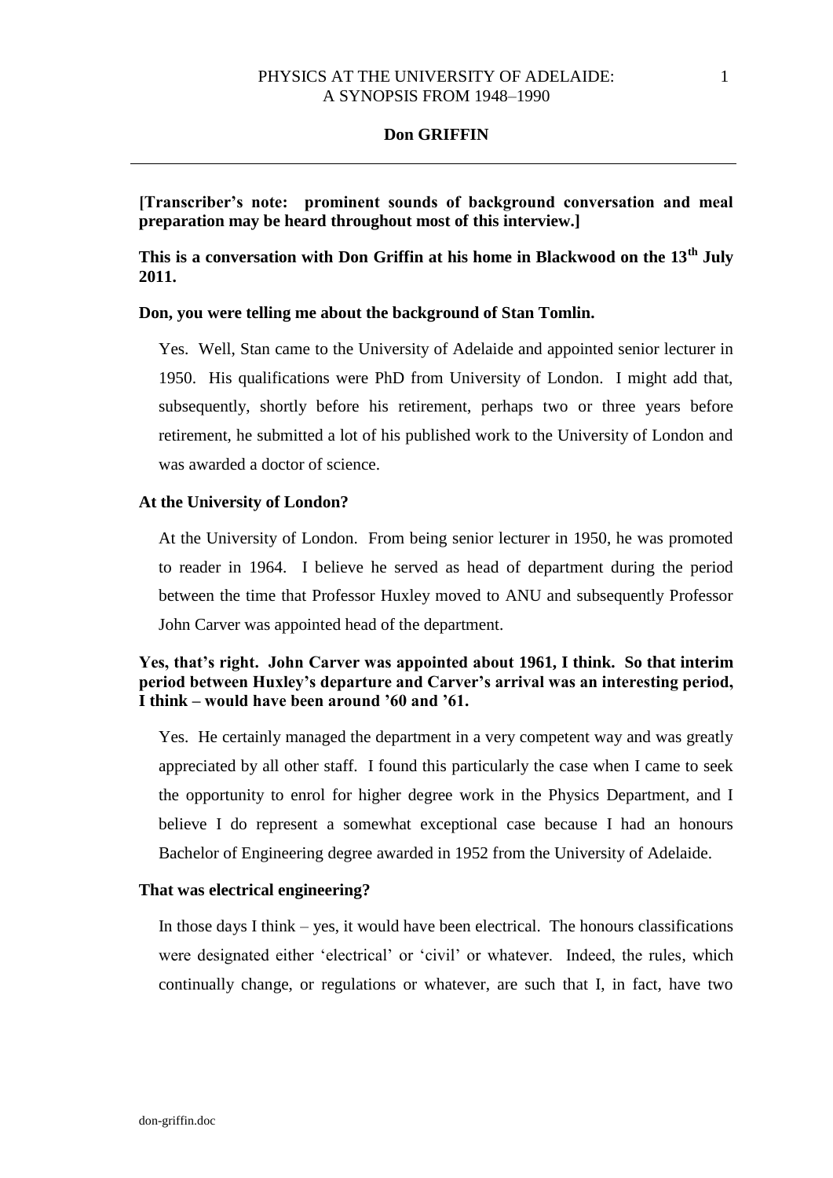# PHYSICS AT THE UNIVERSITY OF ADELAIDE: A SYNOPSIS FROM 1948–1990

## Don GRIFFIN

---

**[Transcriber's note: prominent sounds of background conversation and meal preparation may be heard throughout most of this interview.]**

**This is a conversation with Don Griffin at his home in Blackwood on the 13th July 2011.**

**Don, you were telling me about the background of Stan Tomlin.**

Yes. Well, Stan came to the University of Adelaide and appointed senior lecturer in 1950. His qualifications were PhD from University of London. I might add that, subsequently, shortly before his retirement, perhaps two or three years before retirement, he submitted a lot of his published work to the University of London and was awarded a doctor of science.

**At the University of London?**

At the University of London. From being senior lecturer in 1950, he was promoted to reader in 1964. I believe he served as head of department during the period between the time that Professor Huxley moved to ANU and subsequently Professor John Carver was appointed head of the department.

**Yes, that's right. John Carver was appointed about 1961, I think. So that interim period between Huxley's departure and Carver's arrival was an interesting period, I think – would have been around '60 and '61.**

Yes. He certainly managed the department in a very competent way and was greatly appreciated by all other staff. I found this particularly the case when I came to seek the opportunity to enrol for higher degree work in the Physics Department, and I believe I do represent a somewhat exceptional case because I had an honours Bachelor of Engineering degree awarded in 1952 from the University of Adelaide.

**That was electrical engineering?**

In those days I think – yes, it would have been electrical. The honours classifications were designated either 'electrical' or 'civil' or whatever. Indeed, the rules, which continually change, or regulations or whatever, are such that I, in fact, have two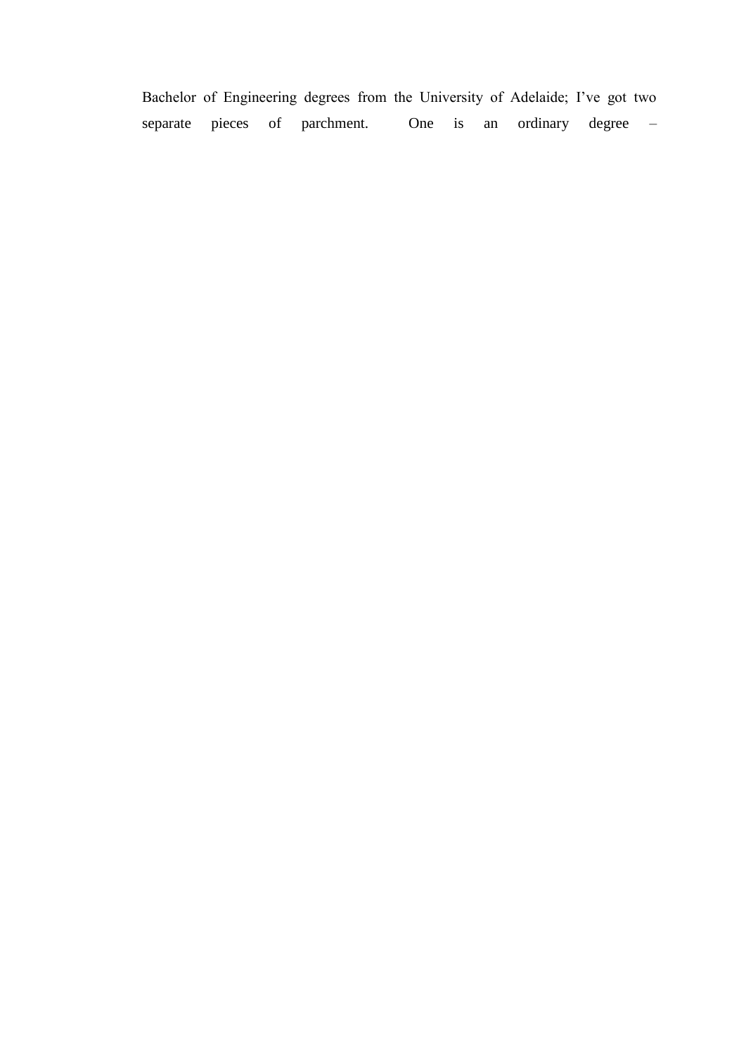Bachelor of Engineering degrees from the University of Adelaide; I've got two separate pieces of parchment. One is an ordinary degree –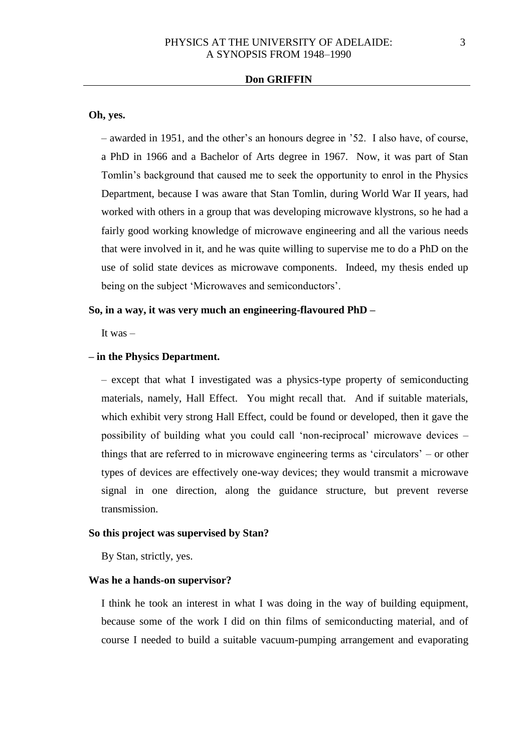**Oh, yes.**

– awarded in 1951, and the other's an honours degree in '52. I also have, of course, a PhD in 1966 and a Bachelor of Arts degree in 1967. Now, it was part of Stan Tomlin's background that caused me to seek the opportunity to enrol in the Physics Department, because I was aware that Stan Tomlin, during World War II years, had worked with others in a group that was developing microwave klystrons, so he had a fairly good working knowledge of microwave engineering and all the various needs that were involved in it, and he was quite willing to supervise me to do a PhD on the use of solid state devices as microwave components. Indeed, my thesis ended up being on the subject 'Microwaves and semiconductors'.

**So, in a way, it was very much an engineering-flavoured PhD –**

It was –

**– in the Physics Department.**

– except that what I investigated was a physics-type property of semiconducting materials, namely, Hall Effect. You might recall that. And if suitable materials, which exhibit very strong Hall Effect, could be found or developed, then it gave the possibility of building what you could call 'non-reciprocal' microwave devices – things that are referred to in microwave engineering terms as 'circulators' – or other types of devices are effectively one-way devices; they would transmit a microwave signal in one direction, along the guidance structure, but prevent reverse transmission.

**So this project was supervised by Stan?**

By Stan, strictly, yes.

**Was he a hands-on supervisor?**

I think he took an interest in what I was doing in the way of building equipment, because some of the work I did on thin films of semiconducting material, and of course I needed to build a suitable vacuum-pumping arrangement and evaporating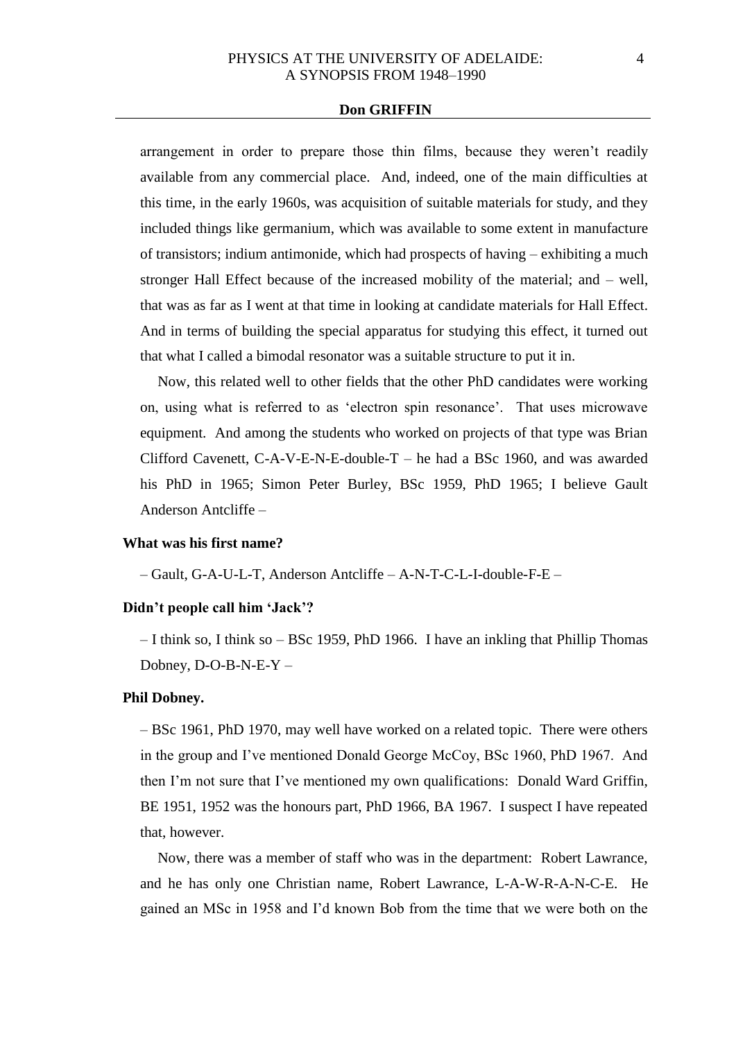arrangement in order to prepare those thin films, because they weren't readily available from any commercial place. And, indeed, one of the main difficulties at this time, in the early 1960s, was acquisition of suitable materials for study, and they included things like germanium, which was available to some extent in manufacture of transistors; indium antimonide, which had prospects of having – exhibiting a much stronger Hall Effect because of the increased mobility of the material; and – well, that was as far as I went at that time in looking at candidate materials for Hall Effect. And in terms of building the special apparatus for studying this effect, it turned out that what I called a bimodal resonator was a suitable structure to put it in.

Now, this related well to other fields that the other PhD candidates were working on, using what is referred to as 'electron spin resonance'. That uses microwave equipment. And among the students who worked on projects of that type was Brian Clifford Cavenett, C-A-V-E-N-E-double-T – he had a BSc 1960, and was awarded his PhD in 1965; Simon Peter Burley, BSc 1959, PhD 1965; I believe Gault Anderson Antcliffe –

**What was his first name?**

– Gault, G-A-U-L-T, Anderson Antcliffe – A-N-T-C-L-I-double-F-E –

**Didn't people call him 'Jack'?**

– I think so, I think so – BSc 1959, PhD 1966. I have an inkling that Phillip Thomas Dobney, D-O-B-N-E-Y –

**Phil Dobney.**

– BSc 1961, PhD 1970, may well have worked on a related topic. There were others in the group and I've mentioned Donald George McCoy, BSc 1960, PhD 1967. And then I'm not sure that I've mentioned my own qualifications: Donald Ward Griffin, BE 1951, 1952 was the honours part, PhD 1966, BA 1967. I suspect I have repeated that, however.

Now, there was a member of staff who was in the department: Robert Lawrance, and he has only one Christian name, Robert Lawrance, L-A-W-R-A-N-C-E. He gained an MSc in 1958 and I'd known Bob from the time that we were both on the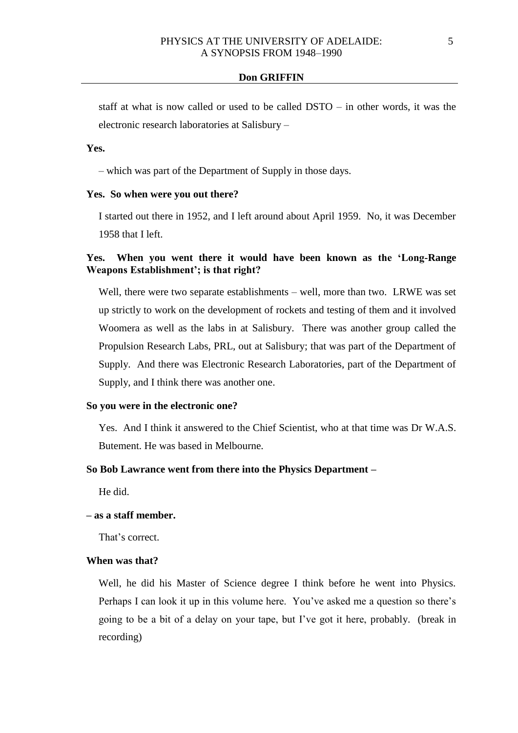staff at what is now called or used to be called DSTO – in other words, it was the electronic research laboratories at Salisbury –

**Yes.**

– which was part of the Department of Supply in those days.

**Yes. So when were you out there?**

I started out there in 1952, and I left around about April 1959. No, it was December 1958 that I left.

**Yes. When you went there it would have been known as the 'Long-Range Weapons Establishment'; is that right?**

Well, there were two separate establishments – well, more than two. LRWE was set up strictly to work on the development of rockets and testing of them and it involved Woomera as well as the labs in at Salisbury. There was another group called the Propulsion Research Labs, PRL, out at Salisbury; that was part of the Department of Supply. And there was Electronic Research Laboratories, part of the Department of Supply, and I think there was another one.

**So you were in the electronic one?**

Yes. And I think it answered to the Chief Scientist, who at that time was Dr W.A.S. Butement. He was based in Melbourne.

**So Bob Lawrance went from there into the Physics Department –**

He did.

**– as a staff member.**

That's correct.

**When was that?**

Well, he did his Master of Science degree I think before he went into Physics. Perhaps I can look it up in this volume here. You've asked me a question so there's going to be a bit of a delay on your tape, but I've got it here, probably. (break in recording)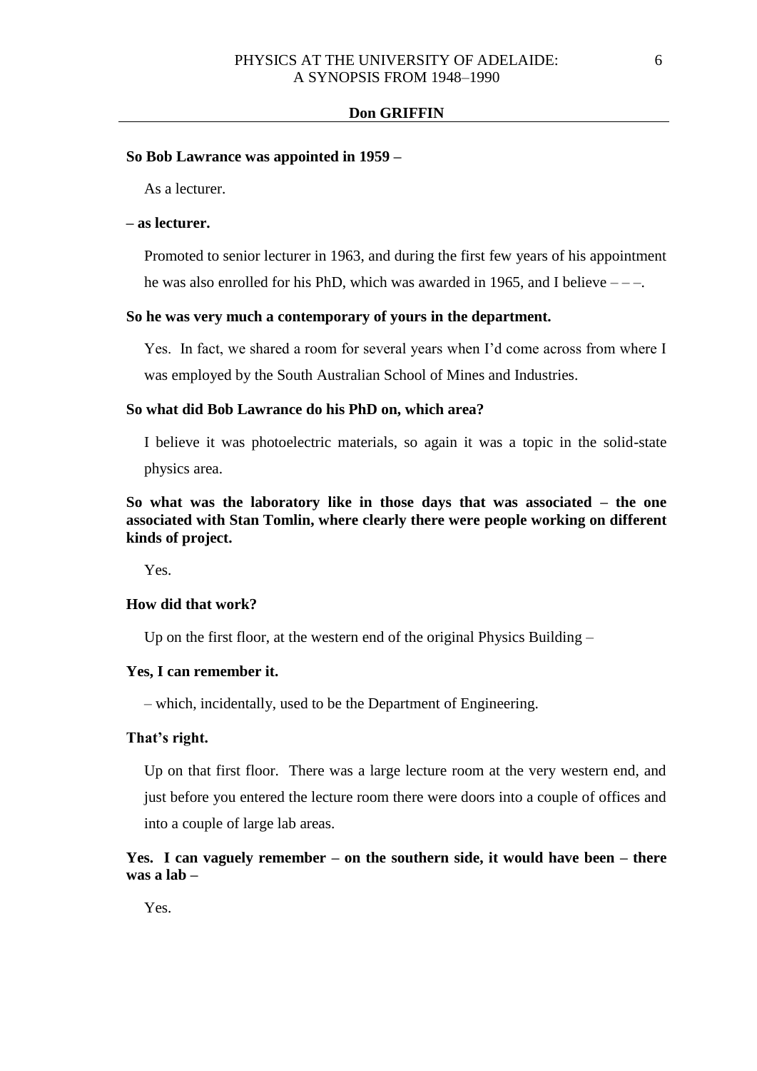**So Bob Lawrance was appointed in 1959 –**

As a lecturer.

**– as lecturer.**

Promoted to senior lecturer in 1963, and during the first few years of his appointment he was also enrolled for his PhD, which was awarded in 1965, and I believe – – –.

**So he was very much a contemporary of yours in the department.**

Yes. In fact, we shared a room for several years when I'd come across from where I was employed by the South Australian School of Mines and Industries.

**So what did Bob Lawrance do his PhD on, which area?**

I believe it was photoelectric materials, so again it was a topic in the solid-state physics area.

**So what was the laboratory like in those days that was associated – the one associated with Stan Tomlin, where clearly there were people working on different kinds of project.**

Yes.

**How did that work?**

Up on the first floor, at the western end of the original Physics Building –

**Yes, I can remember it.**

– which, incidentally, used to be the Department of Engineering.

**That's right.**

Up on that first floor. There was a large lecture room at the very western end, and just before you entered the lecture room there were doors into a couple of offices and into a couple of large lab areas.

**Yes. I can vaguely remember – on the southern side, it would have been – there was a lab –**

Yes.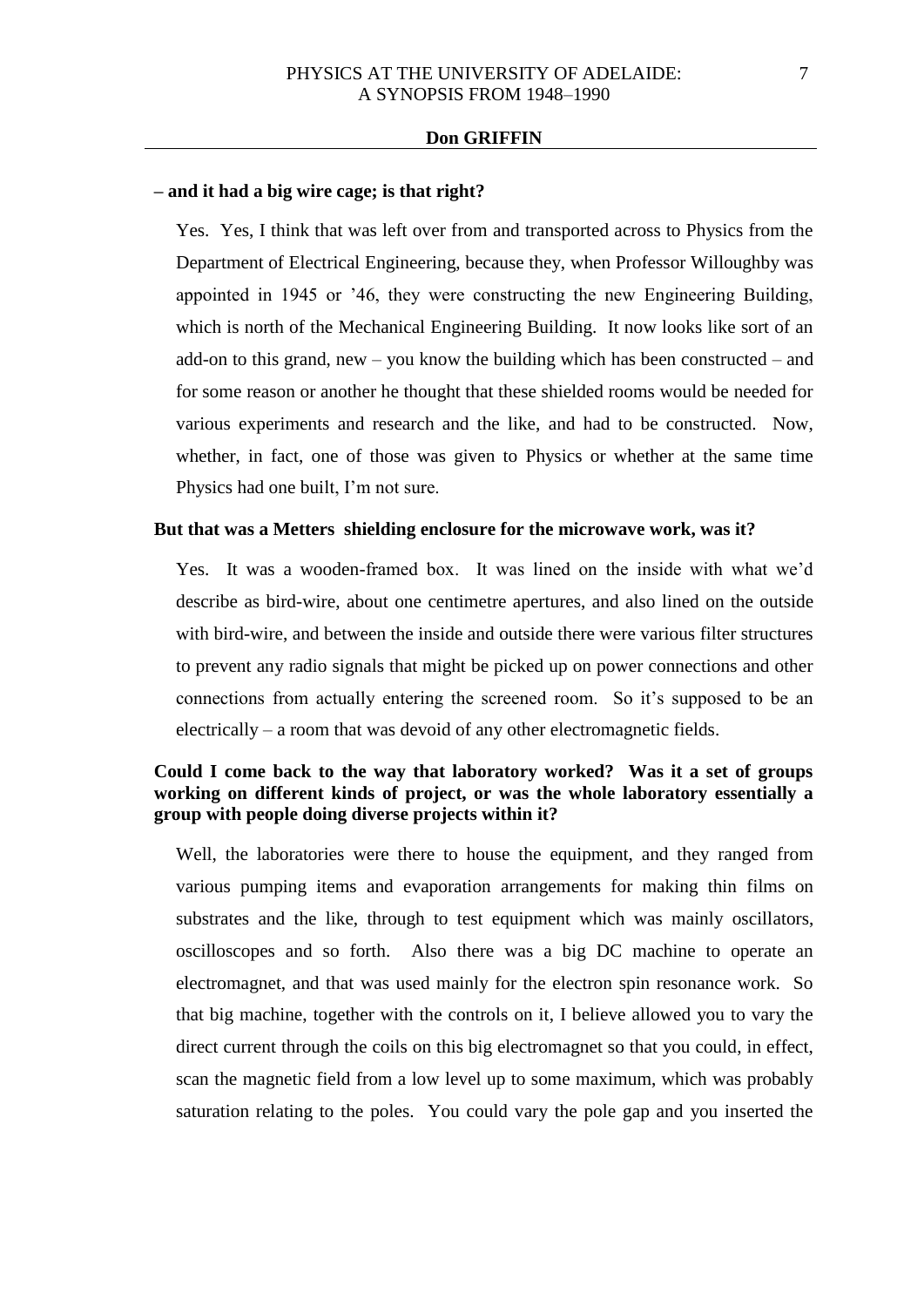**– and it had a big wire cage; is that right?**

Yes. Yes, I think that was left over from and transported across to Physics from the Department of Electrical Engineering, because they, when Professor Willoughby was appointed in 1945 or '46, they were constructing the new Engineering Building, which is north of the Mechanical Engineering Building. It now looks like sort of an add-on to this grand, new – you know the building which has been constructed – and for some reason or another he thought that these shielded rooms would be needed for various experiments and research and the like, and had to be constructed. Now, whether, in fact, one of those was given to Physics or whether at the same time Physics had one built, I'm not sure.

**But that was a Metters shielding enclosure for the microwave work, was it?**

Yes. It was a wooden-framed box. It was lined on the inside with what we'd describe as bird-wire, about one centimetre apertures, and also lined on the outside with bird-wire, and between the inside and outside there were various filter structures to prevent any radio signals that might be picked up on power connections and other connections from actually entering the screened room. So it's supposed to be an electrically – a room that was devoid of any other electromagnetic fields.

**Could I come back to the way that laboratory worked? Was it a set of groups working on different kinds of project, or was the whole laboratory essentially a group with people doing diverse projects within it?**

Well, the laboratories were there to house the equipment, and they ranged from various pumping items and evaporation arrangements for making thin films on substrates and the like, through to test equipment which was mainly oscillators, oscilloscopes and so forth. Also there was a big DC machine to operate an electromagnet, and that was used mainly for the electron spin resonance work. So that big machine, together with the controls on it, I believe allowed you to vary the direct current through the coils on this big electromagnet so that you could, in effect, scan the magnetic field from a low level up to some maximum, which was probably saturation relating to the poles. You could vary the pole gap and you inserted the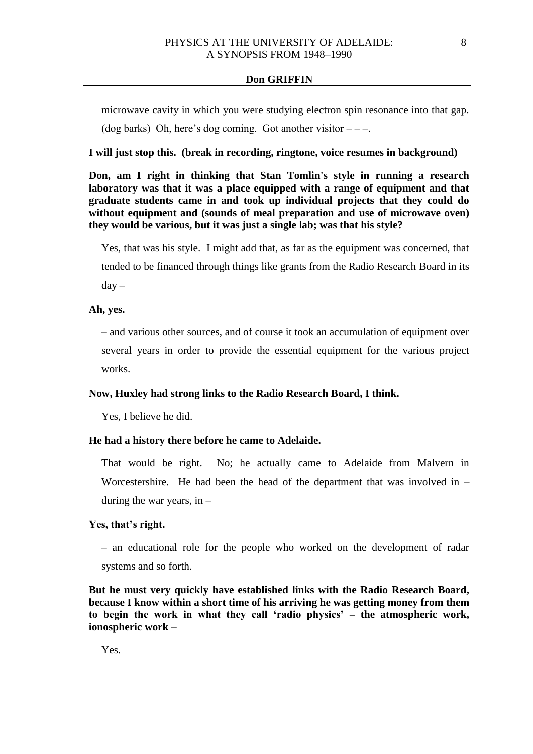microwave cavity in which you were studying electron spin resonance into that gap. (dog barks) Oh, here's dog coming. Got another visitor – – –.

**I will just stop this. (break in recording, ringtone, voice resumes in background)**

**Don, am I right in thinking that Stan Tomlin's style in running a research laboratory was that it was a place equipped with a range of equipment and that graduate students came in and took up individual projects that they could do without equipment and (sounds of meal preparation and use of microwave oven) they would be various, but it was just a single lab; was that his style?**

Yes, that was his style. I might add that, as far as the equipment was concerned, that tended to be financed through things like grants from the Radio Research Board in its day –

**Ah, yes.**

– and various other sources, and of course it took an accumulation of equipment over several years in order to provide the essential equipment for the various project works.

**Now, Huxley had strong links to the Radio Research Board, I think.**

Yes, I believe he did.

**He had a history there before he came to Adelaide.**

That would be right. No; he actually came to Adelaide from Malvern in Worcestershire. He had been the head of the department that was involved in – during the war years, in –

**Yes, that's right.**

– an educational role for the people who worked on the development of radar systems and so forth.

**But he must very quickly have established links with the Radio Research Board, because I know within a short time of his arriving he was getting money from them to begin the work in what they call 'radio physics' – the atmospheric work, ionospheric work –**

Yes.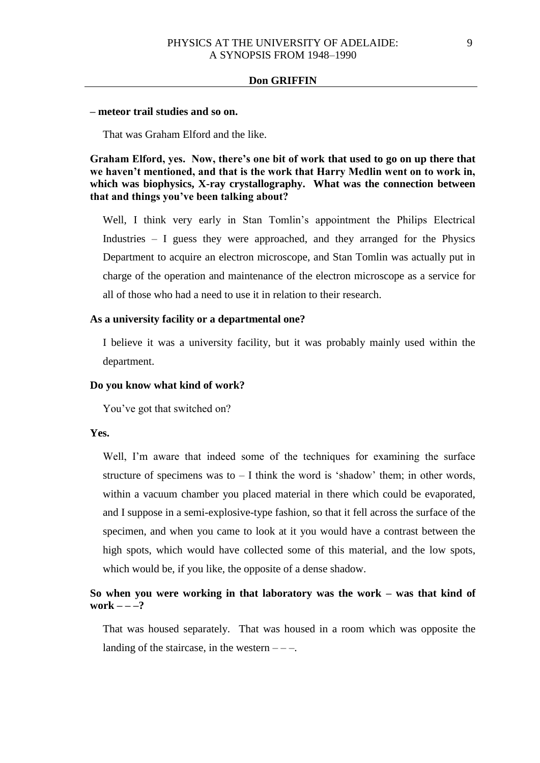**– meteor trail studies and so on.**

That was Graham Elford and the like.

**Graham Elford, yes. Now, there's one bit of work that used to go on up there that we haven't mentioned, and that is the work that Harry Medlin went on to work in, which was biophysics, X-ray crystallography. What was the connection between that and things you've been talking about?**

Well, I think very early in Stan Tomlin's appointment the Philips Electrical Industries – I guess they were approached, and they arranged for the Physics Department to acquire an electron microscope, and Stan Tomlin was actually put in charge of the operation and maintenance of the electron microscope as a service for all of those who had a need to use it in relation to their research.

**As a university facility or a departmental one?**

I believe it was a university facility, but it was probably mainly used within the department.

**Do you know what kind of work?**

You've got that switched on?

**Yes.**

Well, I'm aware that indeed some of the techniques for examining the surface structure of specimens was to – I think the word is 'shadow' them; in other words, within a vacuum chamber you placed material in there which could be evaporated, and I suppose in a semi-explosive-type fashion, so that it fell across the surface of the specimen, and when you came to look at it you would have a contrast between the high spots, which would have collected some of this material, and the low spots, which would be, if you like, the opposite of a dense shadow.

**So when you were working in that laboratory was the work – was that kind of work – – –?**

That was housed separately. That was housed in a room which was opposite the landing of the staircase, in the western – – –.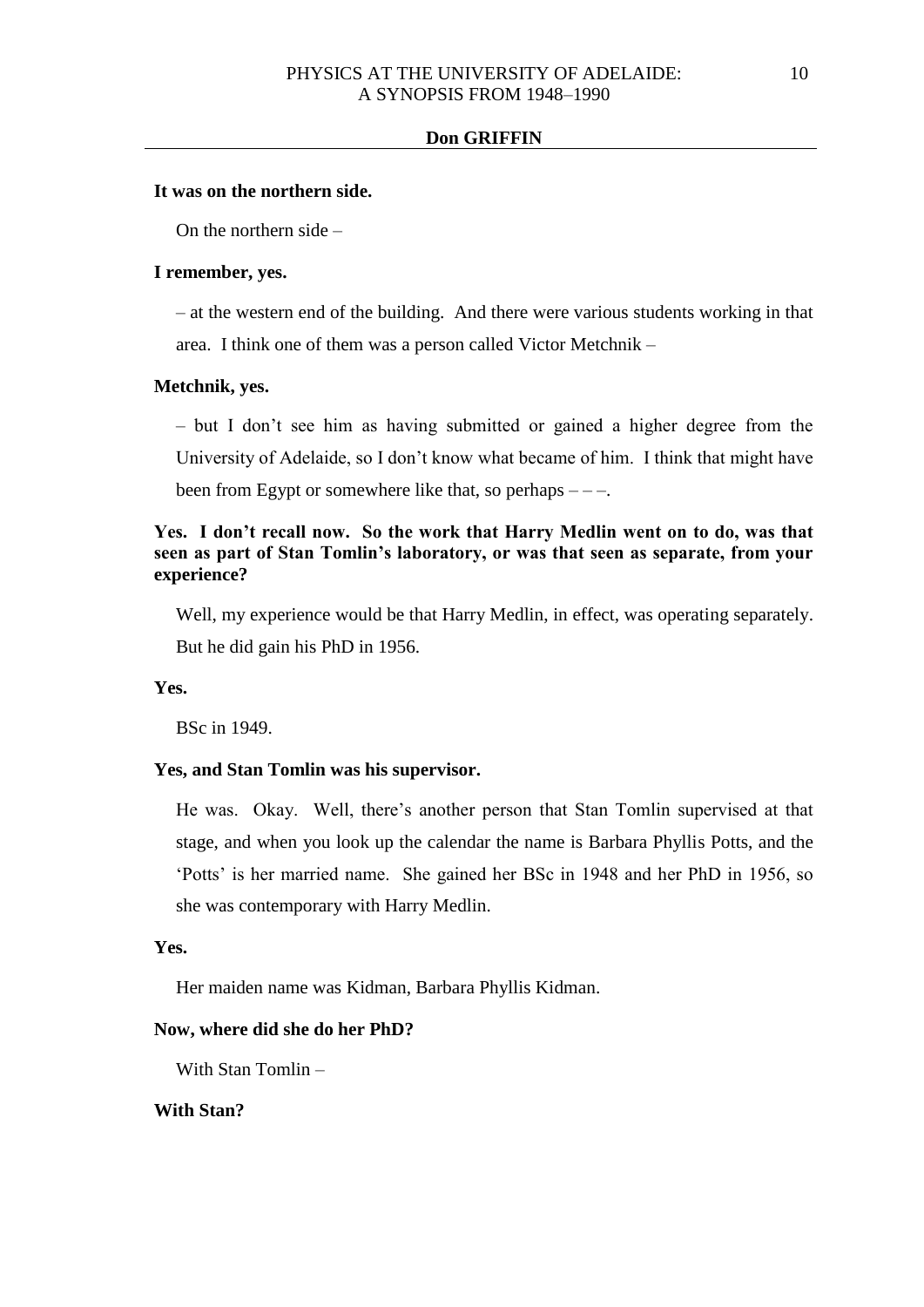**It was on the northern side.**

On the northern side –

**I remember, yes.**

– at the western end of the building. And there were various students working in that area. I think one of them was a person called Victor Metchnik –

**Metchnik, yes.**

– but I don't see him as having submitted or gained a higher degree from the University of Adelaide, so I don't know what became of him. I think that might have been from Egypt or somewhere like that, so perhaps – – –.

**Yes. I don't recall now. So the work that Harry Medlin went on to do, was that seen as part of Stan Tomlin's laboratory, or was that seen as separate, from your experience?**

Well, my experience would be that Harry Medlin, in effect, was operating separately. But he did gain his PhD in 1956.

**Yes.**

BSc in 1949.

**Yes, and Stan Tomlin was his supervisor.**

He was. Okay. Well, there's another person that Stan Tomlin supervised at that stage, and when you look up the calendar the name is Barbara Phyllis Potts, and the 'Potts' is her married name. She gained her BSc in 1948 and her PhD in 1956, so she was contemporary with Harry Medlin.

**Yes.**

Her maiden name was Kidman, Barbara Phyllis Kidman.

**Now, where did she do her PhD?**

With Stan Tomlin –

**With Stan?**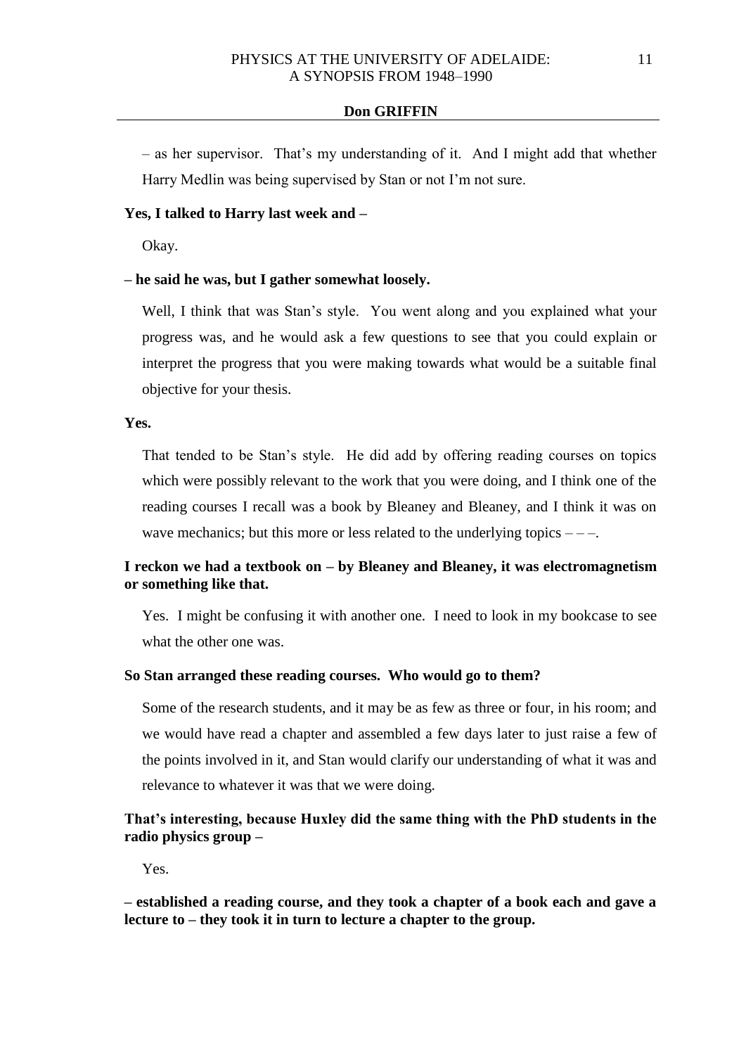– as her supervisor. That's my understanding of it. And I might add that whether Harry Medlin was being supervised by Stan or not I'm not sure.

**Yes, I talked to Harry last week and –**

Okay.

**– he said he was, but I gather somewhat loosely.**

Well, I think that was Stan's style. You went along and you explained what your progress was, and he would ask a few questions to see that you could explain or interpret the progress that you were making towards what would be a suitable final objective for your thesis.

**Yes.**

That tended to be Stan's style. He did add by offering reading courses on topics which were possibly relevant to the work that you were doing, and I think one of the reading courses I recall was a book by Bleaney and Bleaney, and I think it was on wave mechanics; but this more or less related to the underlying topics – – –.

**I reckon we had a textbook on – by Bleaney and Bleaney, it was electromagnetism or something like that.**

Yes. I might be confusing it with another one. I need to look in my bookcase to see what the other one was.

**So Stan arranged these reading courses. Who would go to them?**

Some of the research students, and it may be as few as three or four, in his room; and we would have read a chapter and assembled a few days later to just raise a few of the points involved in it, and Stan would clarify our understanding of what it was and relevance to whatever it was that we were doing.

**That's interesting, because Huxley did the same thing with the PhD students in the radio physics group –**

Yes.

**– established a reading course, and they took a chapter of a book each and gave a lecture to – they took it in turn to lecture a chapter to the group.**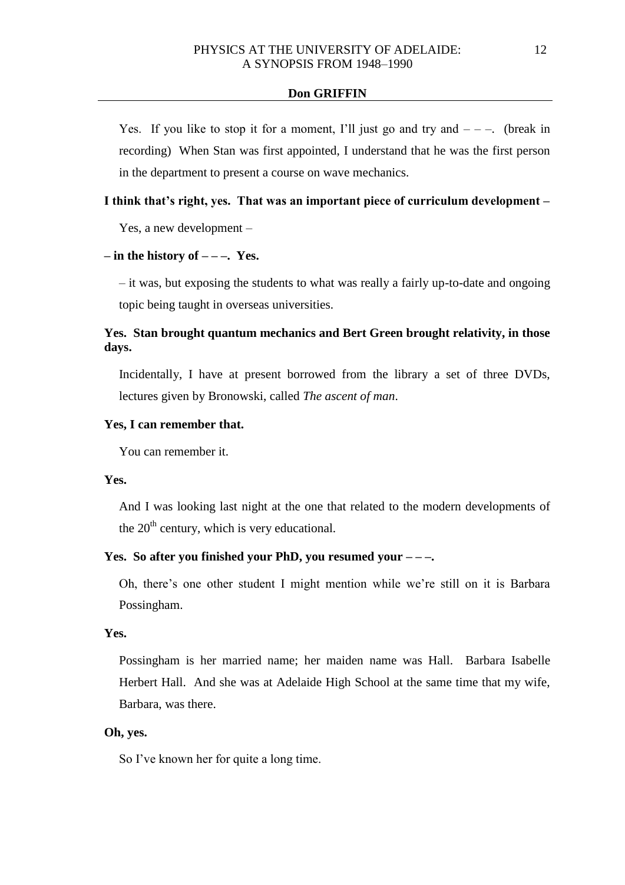Yes. If you like to stop it for a moment, I'll just go and try and – – –. (break in recording) When Stan was first appointed, I understand that he was the first person in the department to present a course on wave mechanics.

**I think that's right, yes. That was an important piece of curriculum development –**

Yes, a new development –

**– in the history of – – –. Yes.**

– it was, but exposing the students to what was really a fairly up-to-date and ongoing topic being taught in overseas universities.

**Yes. Stan brought quantum mechanics and Bert Green brought relativity, in those days.**

Incidentally, I have at present borrowed from the library a set of three DVDs, lectures given by Bronowski, called *The ascent of man*.

**Yes, I can remember that.**

You can remember it.

**Yes.**

And I was looking last night at the one that related to the modern developments of the 20th century, which is very educational.

**Yes. So after you finished your PhD, you resumed your – – –.**

Oh, there's one other student I might mention while we're still on it is Barbara Possingham.

**Yes.**

Possingham is her married name; her maiden name was Hall. Barbara Isabelle Herbert Hall. And she was at Adelaide High School at the same time that my wife, Barbara, was there.

**Oh, yes.**

So I've known her for quite a long time.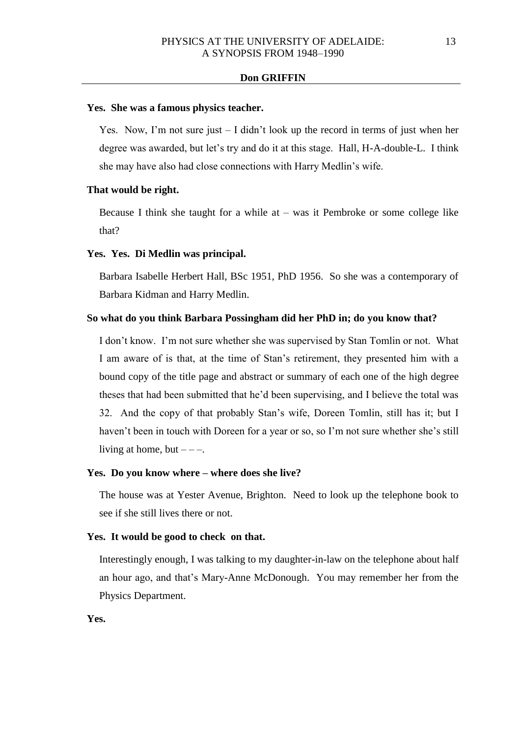**Yes. She was a famous physics teacher.**

Yes. Now, I'm not sure just – I didn't look up the record in terms of just when her degree was awarded, but let's try and do it at this stage. Hall, H-A-double-L. I think she may have also had close connections with Harry Medlin's wife.

**That would be right.**

Because I think she taught for a while at – was it Pembroke or some college like that?

**Yes. Yes. Di Medlin was principal.**

Barbara Isabelle Herbert Hall, BSc 1951, PhD 1956. So she was a contemporary of Barbara Kidman and Harry Medlin.

**So what do you think Barbara Possingham did her PhD in; do you know that?**

I don't know. I'm not sure whether she was supervised by Stan Tomlin or not. What I am aware of is that, at the time of Stan's retirement, they presented him with a bound copy of the title page and abstract or summary of each one of the high degree theses that had been submitted that he'd been supervising, and I believe the total was 32. And the copy of that probably Stan's wife, Doreen Tomlin, still has it; but I haven't been in touch with Doreen for a year or so, so I'm not sure whether she's still living at home, but – – –.

**Yes. Do you know where – where does she live?**

The house was at Yester Avenue, Brighton. Need to look up the telephone book to see if she still lives there or not.

**Yes. It would be good to check on that.**

Interestingly enough, I was talking to my daughter-in-law on the telephone about half an hour ago, and that's Mary-Anne McDonough. You may remember her from the Physics Department.

**Yes.**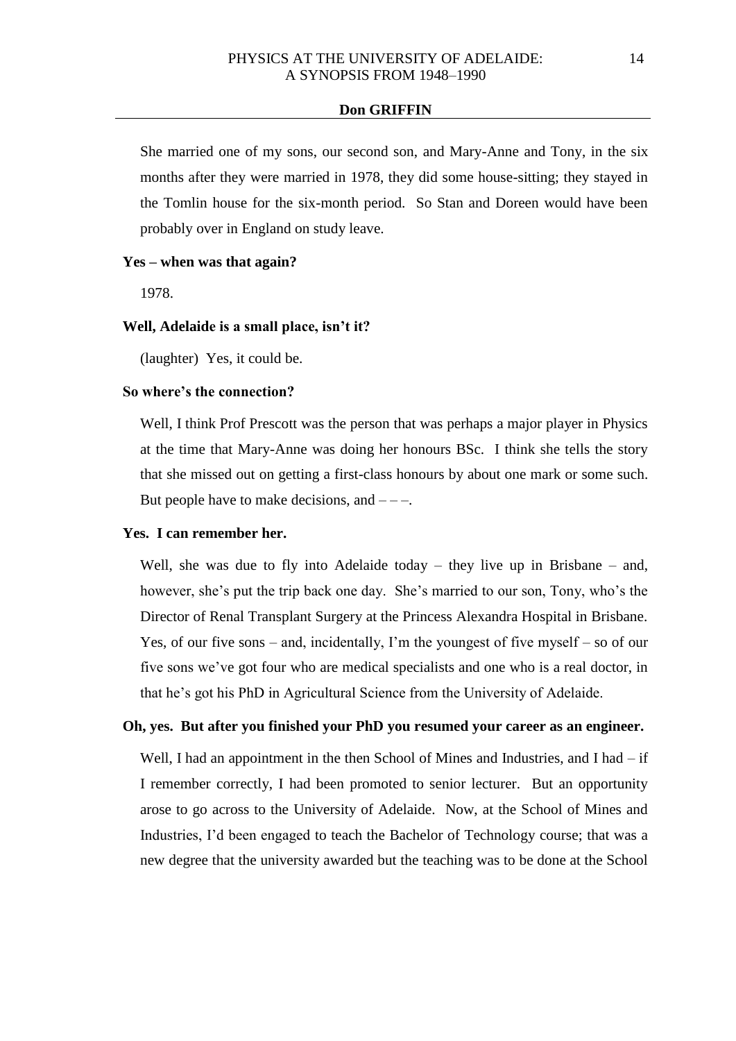She married one of my sons, our second son, and Mary-Anne and Tony, in the six months after they were married in 1978, they did some house-sitting; they stayed in the Tomlin house for the six-month period. So Stan and Doreen would have been probably over in England on study leave.

**Yes – when was that again?**

1978.

**Well, Adelaide is a small place, isn't it?**

(laughter) Yes, it could be.

**So where's the connection?**

Well, I think Prof Prescott was the person that was perhaps a major player in Physics at the time that Mary-Anne was doing her honours BSc. I think she tells the story that she missed out on getting a first-class honours by about one mark or some such. But people have to make decisions, and – – –.

**Yes. I can remember her.**

Well, she was due to fly into Adelaide today – they live up in Brisbane – and, however, she's put the trip back one day. She's married to our son, Tony, who's the Director of Renal Transplant Surgery at the Princess Alexandra Hospital in Brisbane. Yes, of our five sons – and, incidentally, I'm the youngest of five myself – so of our five sons we've got four who are medical specialists and one who is a real doctor, in that he's got his PhD in Agricultural Science from the University of Adelaide.

**Oh, yes. But after you finished your PhD you resumed your career as an engineer.**

Well, I had an appointment in the then School of Mines and Industries, and I had – if I remember correctly, I had been promoted to senior lecturer. But an opportunity arose to go across to the University of Adelaide. Now, at the School of Mines and Industries, I'd been engaged to teach the Bachelor of Technology course; that was a new degree that the university awarded but the teaching was to be done at the School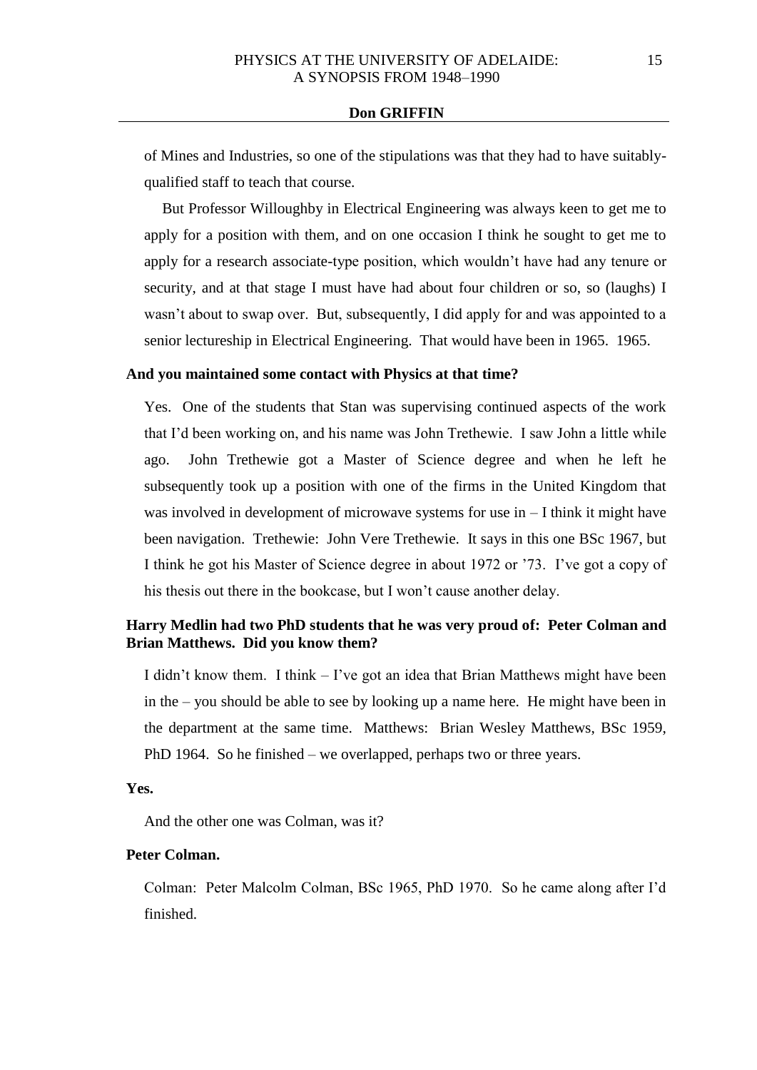of Mines and Industries, so one of the stipulations was that they had to have suitably-qualified staff to teach that course.

But Professor Willoughby in Electrical Engineering was always keen to get me to apply for a position with them, and on one occasion I think he sought to get me to apply for a research associate-type position, which wouldn't have had any tenure or security, and at that stage I must have had about four children or so, so (laughs) I wasn't about to swap over. But, subsequently, I did apply for and was appointed to a senior lectureship in Electrical Engineering. That would have been in 1965. 1965.

**And you maintained some contact with Physics at that time?**

Yes. One of the students that Stan was supervising continued aspects of the work that I'd been working on, and his name was John Trethewie. I saw John a little while ago. John Trethewie got a Master of Science degree and when he left he subsequently took up a position with one of the firms in the United Kingdom that was involved in development of microwave systems for use in – I think it might have been navigation. Trethewie: John Vere Trethewie. It says in this one BSc 1967, but I think he got his Master of Science degree in about 1972 or '73. I've got a copy of his thesis out there in the bookcase, but I won't cause another delay.

**Harry Medlin had two PhD students that he was very proud of: Peter Colman and Brian Matthews. Did you know them?**

I didn't know them. I think – I've got an idea that Brian Matthews might have been in the – you should be able to see by looking up a name here. He might have been in the department at the same time. Matthews: Brian Wesley Matthews, BSc 1959, PhD 1964. So he finished – we overlapped, perhaps two or three years.

**Yes.**

And the other one was Colman, was it?

**Peter Colman.**

Colman: Peter Malcolm Colman, BSc 1965, PhD 1970. So he came along after I'd finished.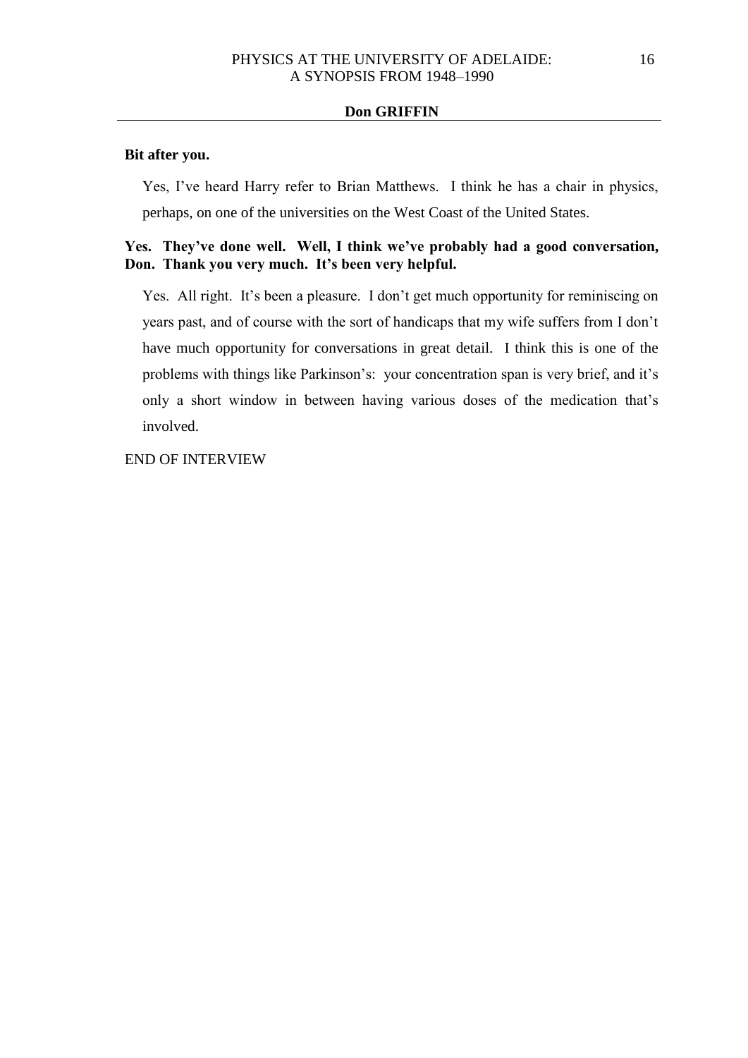**Bit after you.**

Yes, I've heard Harry refer to Brian Matthews. I think he has a chair in physics, perhaps, on one of the universities on the West Coast of the United States.

**Yes. They've done well. Well, I think we've probably had a good conversation, Don. Thank you very much. It's been very helpful.**

Yes. All right. It's been a pleasure. I don't get much opportunity for reminiscing on years past, and of course with the sort of handicaps that my wife suffers from I don't have much opportunity for conversations in great detail. I think this is one of the problems with things like Parkinson's: your concentration span is very brief, and it's only a short window in between having various doses of the medication that's involved.

END OF INTERVIEW